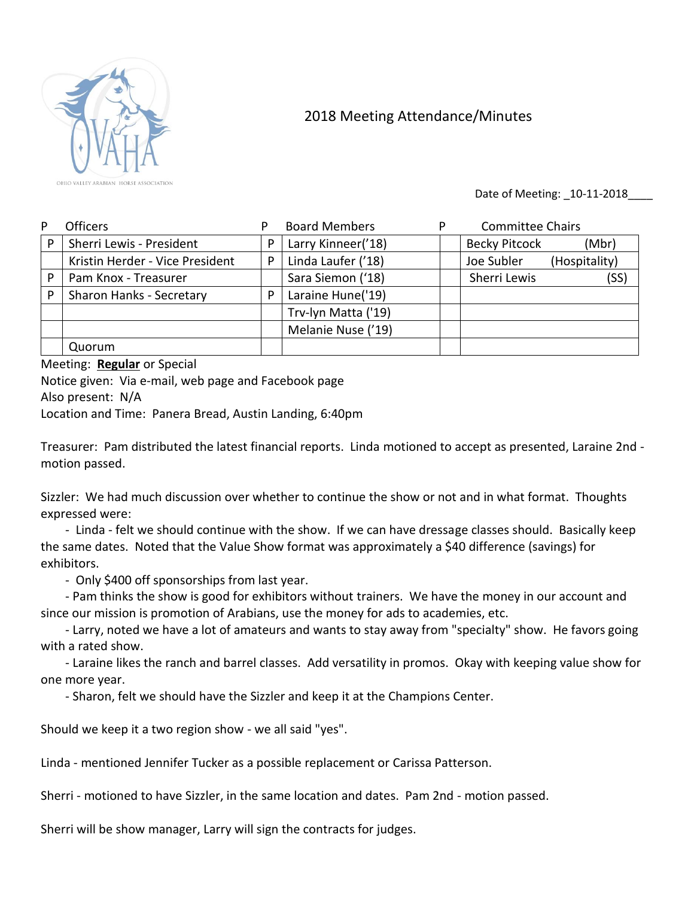OHIO VALLEY ARABIAN HORSE ASSOCIATION

# 2018 Meeting Attendance/Minutes

Date of Meeting: _10-11-2018____

| P | Officers | P | Board Members | P | Committee Chairs |
|---|---|---|---|---|---|
| P | Sherri Lewis - President | P | Larry Kinneer('18) | | Becky Pitcock (Mbr) |
| | Kristin Herder - Vice President | P | Linda Laufer ('18) | | Joe Subler (Hospitality) |
| P | Pam Knox - Treasurer | | Sara Siemon ('18) | | Sherri Lewis (SS) |
| P | Sharon Hanks - Secretary | P | Laraine Hune('19) | | |
| | | | Trv-lyn Matta ('19) | | |
| | | | Melanie Nuse ('19) | | |
| | Quorum | | | | |

Meeting: **<u>Regular</u>** or Special

Notice given: Via e-mail, web page and Facebook page

Also present: N/A

Location and Time: Panera Bread, Austin Landing, 6:40pm

Treasurer: Pam distributed the latest financial reports. Linda motioned to accept as presented, Laraine 2nd - motion passed.

Sizzler: We had much discussion over whether to continue the show or not and in what format. Thoughts expressed were:

- Linda - felt we should continue with the show. If we can have dressage classes should. Basically keep the same dates. Noted that the Value Show format was approximately a $40 difference (savings) for exhibitors.
- Only $400 off sponsorships from last year.
- Pam thinks the show is good for exhibitors without trainers. We have the money in our account and since our mission is promotion of Arabians, use the money for ads to academies, etc.
- Larry, noted we have a lot of amateurs and wants to stay away from "specialty" show. He favors going with a rated show.
- Laraine likes the ranch and barrel classes. Add versatility in promos. Okay with keeping value show for one more year.
- Sharon, felt we should have the Sizzler and keep it at the Champions Center.

Should we keep it a two region show - we all said "yes".

Linda - mentioned Jennifer Tucker as a possible replacement or Carissa Patterson.

Sherri - motioned to have Sizzler, in the same location and dates. Pam 2nd - motion passed.

Sherri will be show manager, Larry will sign the contracts for judges.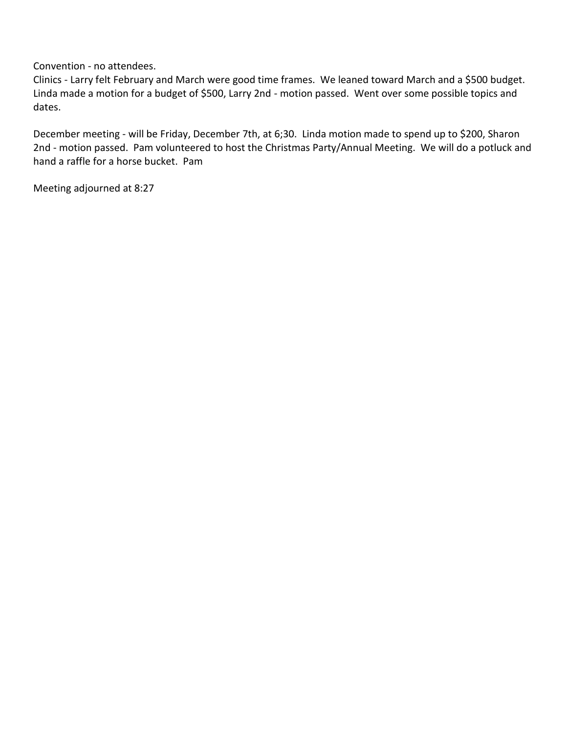Convention - no attendees.

Clinics - Larry felt February and March were good time frames. We leaned toward March and a $500 budget. Linda made a motion for a budget of $500, Larry 2nd - motion passed. Went over some possible topics and dates.

December meeting - will be Friday, December 7th, at 6;30. Linda motion made to spend up to $200, Sharon 2nd - motion passed. Pam volunteered to host the Christmas Party/Annual Meeting. We will do a potluck and hand a raffle for a horse bucket. Pam

Meeting adjourned at 8:27